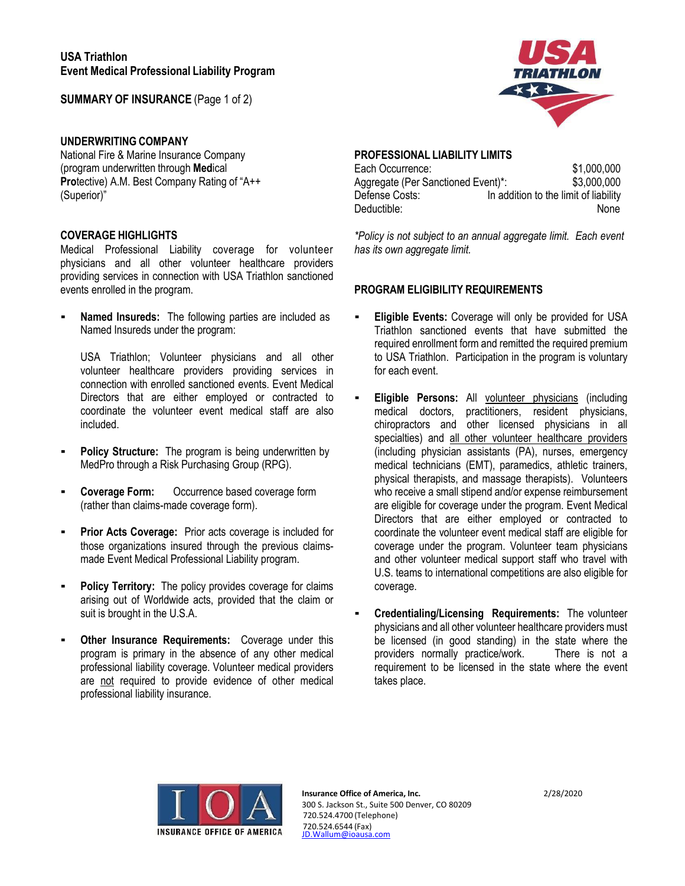# USA Triathlon
## Event Medical Professional Liability Program

**SUMMARY OF INSURANCE** (Page 1 of 2)

### UNDERWRITING COMPANY

National Fire & Marine Insurance Company (program underwritten through **Med**ical **Pro**tective) A.M. Best Company Rating of "A++ (Superior)"

### COVERAGE HIGHLIGHTS

Medical Professional Liability coverage for volunteer physicians and all other volunteer healthcare providers providing services in connection with USA Triathlon sanctioned events enrolled in the program.

- **Named Insureds:** The following parties are included as Named Insureds under the program:

  USA Triathlon; Volunteer physicians and all other volunteer healthcare providers providing services in connection with enrolled sanctioned events. Event Medical Directors that are either employed or contracted to coordinate the volunteer event medical staff are also included.

- **Policy Structure:** The program is being underwritten by MedPro through a Risk Purchasing Group (RPG).

- **Coverage Form:** Occurrence based coverage form (rather than claims-made coverage form).

- **Prior Acts Coverage:** Prior acts coverage is included for those organizations insured through the previous claims-made Event Medical Professional Liability program.

- **Policy Territory:** The policy provides coverage for claims arising out of Worldwide acts, provided that the claim or suit is brought in the U.S.A.

- **Other Insurance Requirements:** Coverage under this program is primary in the absence of any other medical professional liability coverage. Volunteer medical providers are not required to provide evidence of other medical professional liability insurance.

### PROFESSIONAL LIABILITY LIMITS

| | |
|---|---|
| Each Occurrence: | $1,000,000 |
| Aggregate (Per Sanctioned Event)*: | $3,000,000 |
| Defense Costs: | In addition to the limit of liability |
| Deductible: | None |

*\*Policy is not subject to an annual aggregate limit. Each event has its own aggregate limit.*

### PROGRAM ELIGIBILITY REQUIREMENTS

- **Eligible Events:** Coverage will only be provided for USA Triathlon sanctioned events that have submitted the required enrollment form and remitted the required premium to USA Triathlon. Participation in the program is voluntary for each event.

- **Eligible Persons:** All volunteer physicians (including medical doctors, practitioners, resident physicians, chiropractors and other licensed physicians in all specialties) and all other volunteer healthcare providers (including physician assistants (PA), nurses, emergency medical technicians (EMT), paramedics, athletic trainers, physical therapists, and massage therapists). Volunteers who receive a small stipend and/or expense reimbursement are eligible for coverage under the program. Event Medical Directors that are either employed or contracted to coordinate the volunteer event medical staff are eligible for coverage under the program. Volunteer team physicians and other volunteer medical support staff who travel with U.S. teams to international competitions are also eligible for coverage.

- **Credentialing/Licensing Requirements:** The volunteer physicians and all other volunteer healthcare providers must be licensed (in good standing) in the state where the providers normally practice/work. There is not a requirement to be licensed in the state where the event takes place.

**Insurance Office of America, Inc.**
300 S. Jackson St., Suite 500 Denver, CO 80209
720.524.4700 (Telephone)
720.524.6544 (Fax)
JD.Wallum@ioausa.com

2/28/2020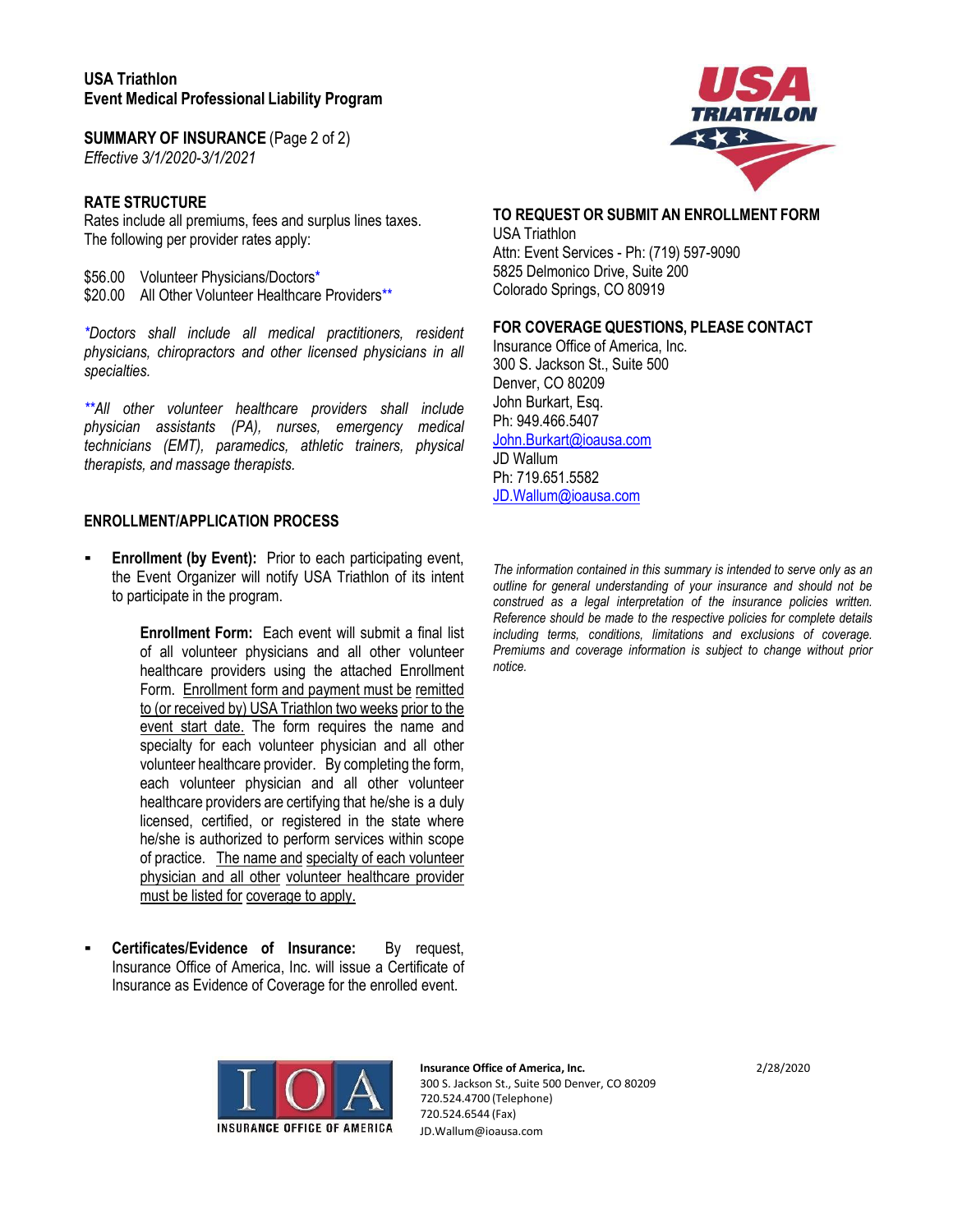**USA Triathlon**
**Event Medical Professional Liability Program**

**SUMMARY OF INSURANCE** (Page 2 of 2)
*Effective 3/1/2020-3/1/2021*

## RATE STRUCTURE

Rates include all premiums, fees and surplus lines taxes.
The following per provider rates apply:

$56.00 Volunteer Physicians/Doctors*
$20.00 All Other Volunteer Healthcare Providers**

*\*Doctors shall include all medical practitioners, resident physicians, chiropractors and other licensed physicians in all specialties.*

*\*\*All other volunteer healthcare providers shall include physician assistants (PA), nurses, emergency medical technicians (EMT), paramedics, athletic trainers, physical therapists, and massage therapists.*

## ENROLLMENT/APPLICATION PROCESS

- **Enrollment (by Event):** Prior to each participating event, the Event Organizer will notify USA Triathlon of its intent to participate in the program.

  **Enrollment Form:** Each event will submit a final list of all volunteer physicians and all other volunteer healthcare providers using the attached Enrollment Form. Enrollment form and payment must be remitted to (or received by) USA Triathlon two weeks prior to the event start date. The form requires the name and specialty for each volunteer physician and all other volunteer healthcare provider. By completing the form, each volunteer physician and all other volunteer healthcare providers are certifying that he/she is a duly licensed, certified, or registered in the state where he/she is authorized to perform services within scope of practice. The name and specialty of each volunteer physician and all other volunteer healthcare provider must be listed for coverage to apply.

- **Certificates/Evidence of Insurance:** By request, Insurance Office of America, Inc. will issue a Certificate of Insurance as Evidence of Coverage for the enrolled event.

## TO REQUEST OR SUBMIT AN ENROLLMENT FORM

USA Triathlon
Attn: Event Services - Ph: (719) 597-9090
5825 Delmonico Drive, Suite 200
Colorado Springs, CO 80919

## FOR COVERAGE QUESTIONS, PLEASE CONTACT

Insurance Office of America, Inc.
300 S. Jackson St., Suite 500
Denver, CO 80209
John Burkart, Esq.
Ph: 949.466.5407
John.Burkart@ioausa.com
JD Wallum
Ph: 719.651.5582
JD.Wallum@ioausa.com

*The information contained in this summary is intended to serve only as an outline for general understanding of your insurance and should not be construed as a legal interpretation of the insurance policies written. Reference should be made to the respective policies for complete details including terms, conditions, limitations and exclusions of coverage. Premiums and coverage information is subject to change without prior notice.*

**Insurance Office of America, Inc.**
300 S. Jackson St., Suite 500 Denver, CO 80209
720.524.4700 (Telephone)
720.524.6544 (Fax)
JD.Wallum@ioausa.com

2/28/2020